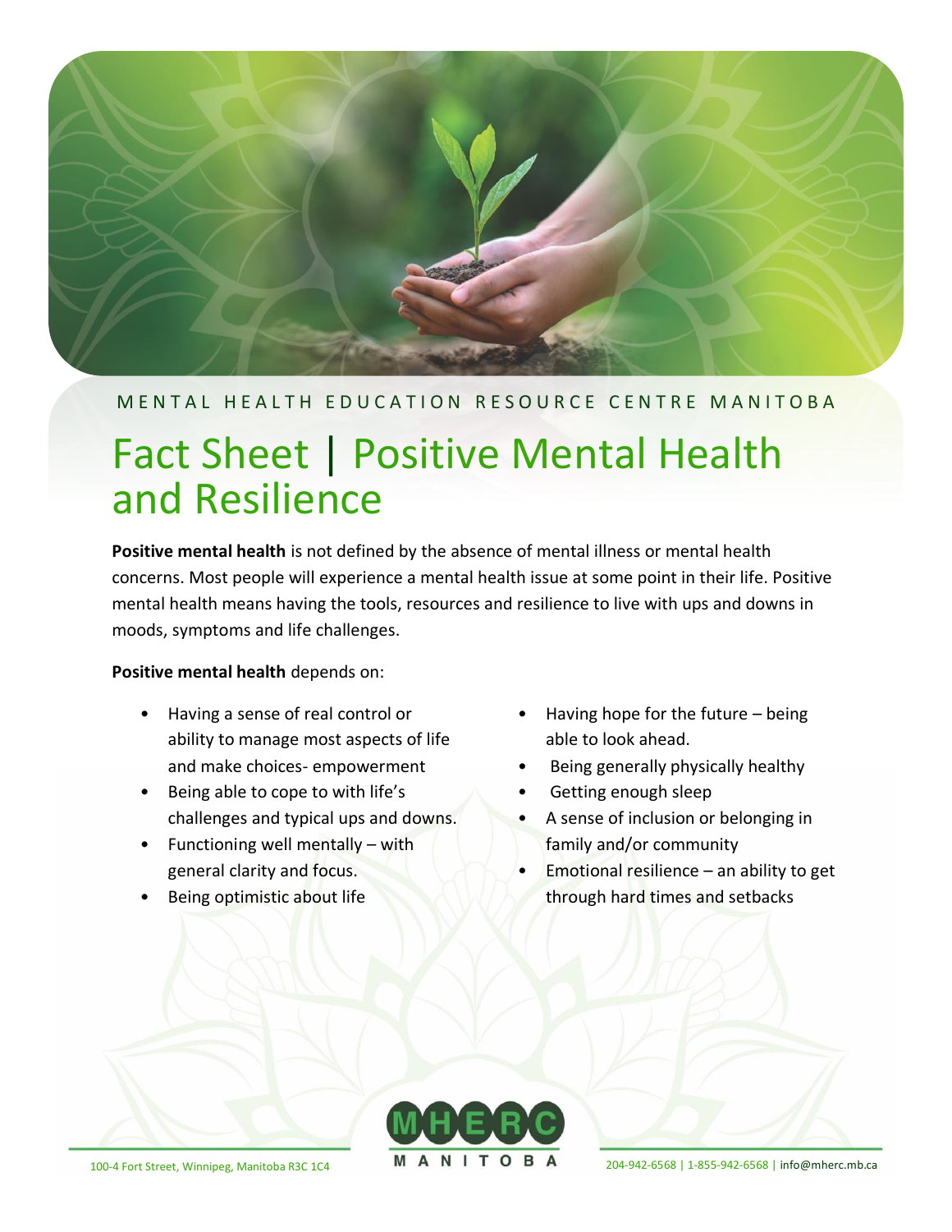MENTAL HEALTH EDUCATION RESOURCE CENTRE MANITOBA

# Fact Sheet | Positive Mental Health and Resilience

**Positive mental health** is not defined by the absence of mental illness or mental health concerns. Most people will experience a mental health issue at some point in their life. Positive mental health means having the tools, resources and resilience to live with ups and downs in moods, symptoms and life challenges.

**Positive mental health** depends on:

- Having a sense of real control or ability to manage most aspects of life and make choices- empowerment
- Being able to cope to with life's challenges and typical ups and downs.
- Functioning well mentally – with general clarity and focus.
- Being optimistic about life
- Having hope for the future – being able to look ahead.
- Being generally physically healthy
- Getting enough sleep
- A sense of inclusion or belonging in family and/or community
- Emotional resilience – an ability to get through hard times and setbacks

100-4 Fort Street, Winnipeg, Manitoba R3C 1C4 | 204-942-6568 | 1-855-942-6568 | info@mherc.mb.ca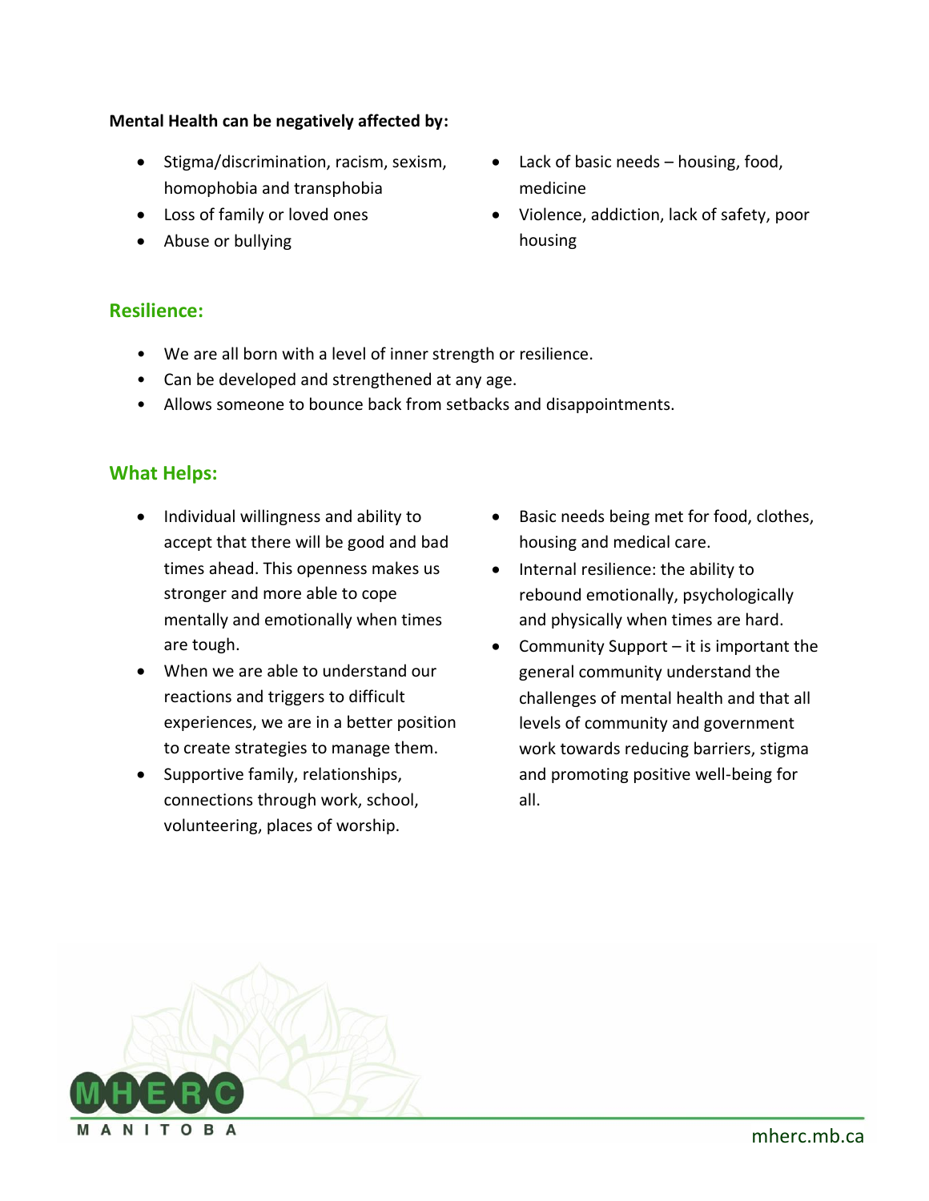**Mental Health can be negatively affected by:**

- Stigma/discrimination, racism, sexism, homophobia and transphobia
- Loss of family or loved ones
- Abuse or bullying
- Lack of basic needs – housing, food, medicine
- Violence, addiction, lack of safety, poor housing

## Resilience:

- We are all born with a level of inner strength or resilience.
- Can be developed and strengthened at any age.
- Allows someone to bounce back from setbacks and disappointments.

## What Helps:

- Individual willingness and ability to accept that there will be good and bad times ahead. This openness makes us stronger and more able to cope mentally and emotionally when times are tough.
- When we are able to understand our reactions and triggers to difficult experiences, we are in a better position to create strategies to manage them.
- Supportive family, relationships, connections through work, school, volunteering, places of worship.
- Basic needs being met for food, clothes, housing and medical care.
- Internal resilience: the ability to rebound emotionally, psychologically and physically when times are hard.
- Community Support – it is important the general community understand the challenges of mental health and that all levels of community and government work towards reducing barriers, stigma and promoting positive well-being for all.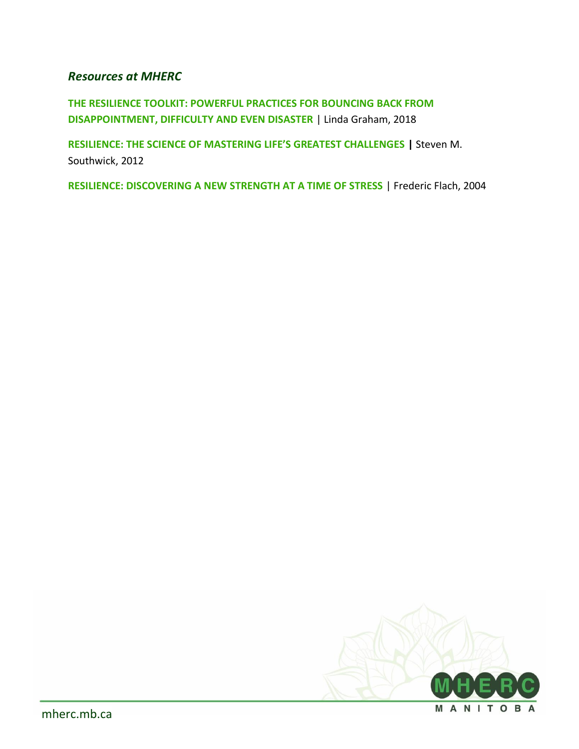### *Resources at MHERC*

**THE RESILIENCE TOOLKIT: POWERFUL PRACTICES FOR BOUNCING BACK FROM DISAPPOINTMENT, DIFFICULTY AND EVEN DISASTER** | Linda Graham, 2018

**RESILIENCE: THE SCIENCE OF MASTERING LIFE'S GREATEST CHALLENGES** | Steven M. Southwick, 2012

**RESILIENCE: DISCOVERING A NEW STRENGTH AT A TIME OF STRESS** | Frederic Flach, 2004